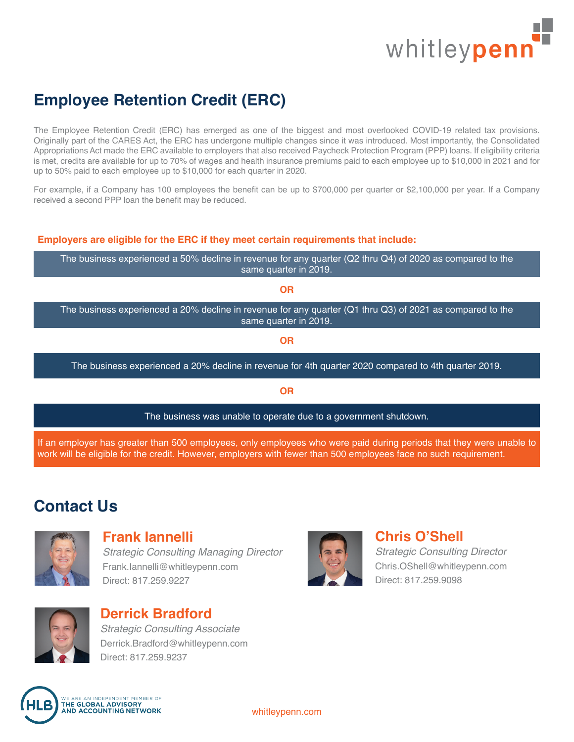# Employee Retention Credit (ERC)

The Employee Retention Credit (ERC) has emerged as one of the biggest and most overlooked COVID-19 related tax provisions. Originally part of the CARES Act, the ERC has undergone multiple changes since it was introduced. Most importantly, the Consolidated Appropriations Act made the ERC available to employers that also received Paycheck Protection Program (PPP) loans. If eligibility criteria is met, credits are available for up to 70% of wages and health insurance premiums paid to each employee up to $10,000 in 2021 and for up to 50% paid to each employee up to $10,000 for each quarter in 2020.

For example, if a Company has 100 employees the benefit can be up to $700,000 per quarter or $2,100,000 per year. If a Company received a second PPP loan the benefit may be reduced.

**Employers are eligible for the ERC if they meet certain requirements that include:**

The business experienced a 50% decline in revenue for any quarter (Q2 thru Q4) of 2020 as compared to the same quarter in 2019.

**OR**

The business experienced a 20% decline in revenue for any quarter (Q1 thru Q3) of 2021 as compared to the same quarter in 2019.

**OR**

The business experienced a 20% decline in revenue for 4th quarter 2020 compared to 4th quarter 2019.

**OR**

The business was unable to operate due to a government shutdown.

If an employer has greater than 500 employees, only employees who were paid during periods that they were unable to work will be eligible for the credit. However, employers with fewer than 500 employees face no such requirement.

## Contact Us

**Frank Iannelli**
*Strategic Consulting Managing Director*
Frank.Iannelli@whitleypenn.com
Direct: 817.259.9227

**Chris O'Shell**
*Strategic Consulting Director*
Chris.OShell@whitleypenn.com
Direct: 817.259.9098

**Derrick Bradford**
*Strategic Consulting Associate*
Derrick.Bradford@whitleypenn.com
Direct: 817.259.9237

WE ARE AN INDEPENDENT MEMBER OF THE GLOBAL ADVISORY AND ACCOUNTING NETWORK

whitleypenn.com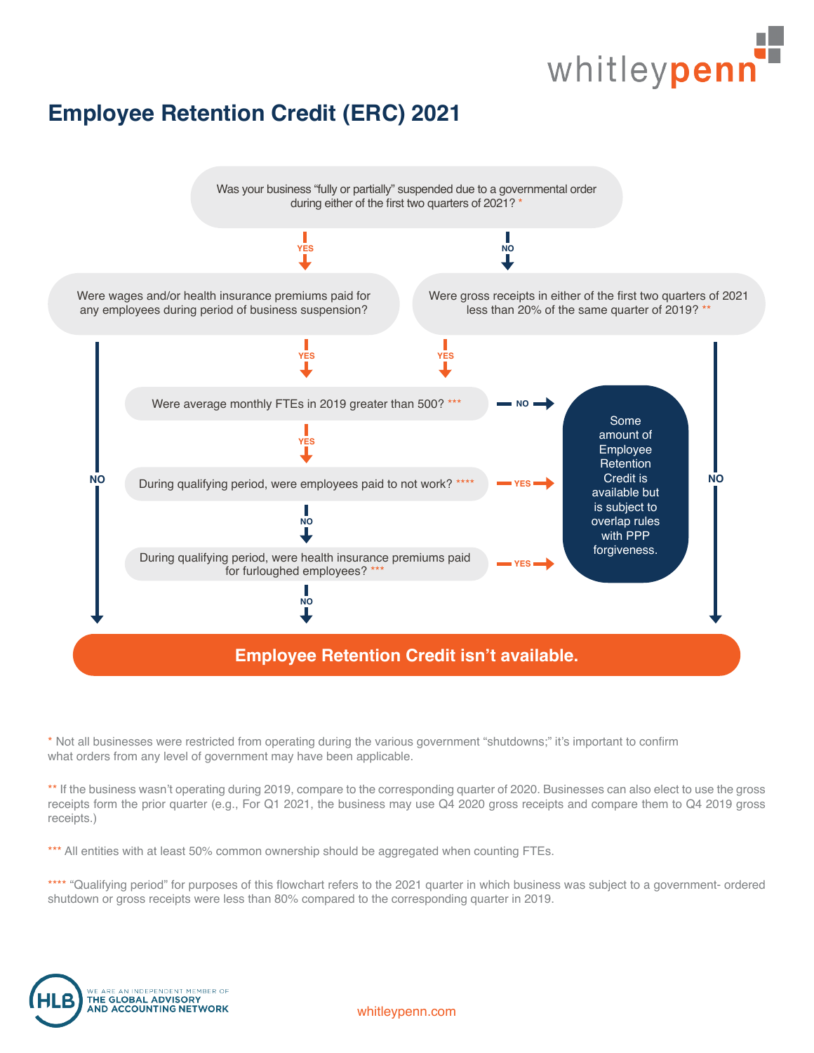whitleypenn

# Employee Retention Credit (ERC) 2021

Was your business “fully or partially” suspended due to a governmental order during either of the first two quarters of 2021? *

YES

NO

Were wages and/or health insurance premiums paid for any employees during period of business suspension?

Were gross receipts in either of the first two quarters of 2021 less than 20% of the same quarter of 2019? **

YES

YES

Were average monthly FTEs in 2019 greater than 500? ***

NO

YES

During qualifying period, were employees paid to not work? ****

YES

NO

During qualifying period, were health insurance premiums paid for furloughed employees? ***

YES

NO

NO

NO

Some amount of Employee Retention Credit is available but is subject to overlap rules with PPP forgiveness.

**Employee Retention Credit isn’t available.**

* Not all businesses were restricted from operating during the various government “shutdowns;” it’s important to confirm what orders from any level of government may have been applicable.

** If the business wasn’t operating during 2019, compare to the corresponding quarter of 2020. Businesses can also elect to use the gross receipts form the prior quarter (e.g., For Q1 2021, the business may use Q4 2020 gross receipts and compare them to Q4 2019 gross receipts.)

*** All entities with at least 50% common ownership should be aggregated when counting FTEs.

**** “Qualifying period” for purposes of this flowchart refers to the 2021 quarter in which business was subject to a government- ordered shutdown or gross receipts were less than 80% compared to the corresponding quarter in 2019.

HLB WE ARE AN INDEPENDENT MEMBER OF THE GLOBAL ADVISORY AND ACCOUNTING NETWORK

whitleypenn.com